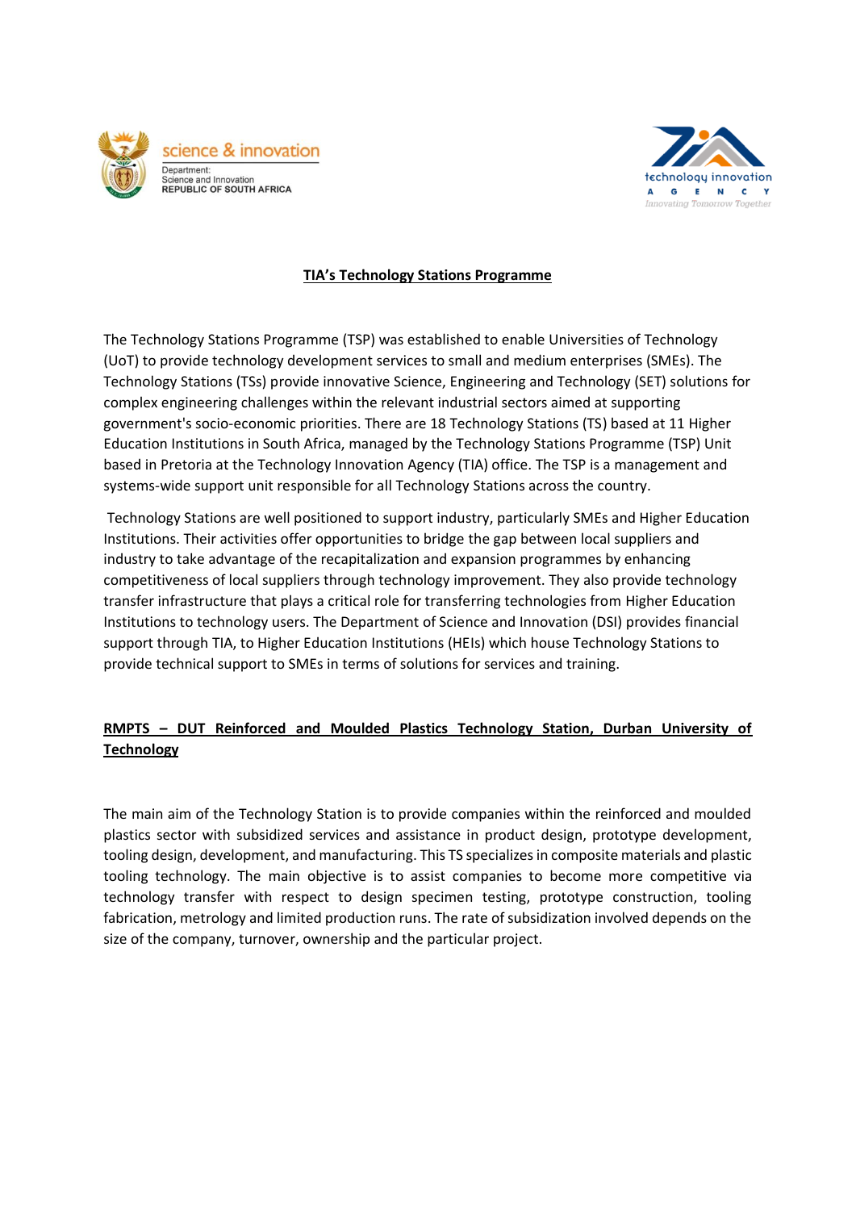science & innovation
Department:
Science and Innovation
REPUBLIC OF SOUTH AFRICA

technology innovation
AGENCY
Innovating Tomorrow Together

## TIA's Technology Stations Programme

The Technology Stations Programme (TSP) was established to enable Universities of Technology (UoT) to provide technology development services to small and medium enterprises (SMEs). The Technology Stations (TSs) provide innovative Science, Engineering and Technology (SET) solutions for complex engineering challenges within the relevant industrial sectors aimed at supporting government's socio-economic priorities. There are 18 Technology Stations (TS) based at 11 Higher Education Institutions in South Africa, managed by the Technology Stations Programme (TSP) Unit based in Pretoria at the Technology Innovation Agency (TIA) office. The TSP is a management and systems-wide support unit responsible for all Technology Stations across the country.

Technology Stations are well positioned to support industry, particularly SMEs and Higher Education Institutions. Their activities offer opportunities to bridge the gap between local suppliers and industry to take advantage of the recapitalization and expansion programmes by enhancing competitiveness of local suppliers through technology improvement. They also provide technology transfer infrastructure that plays a critical role for transferring technologies from Higher Education Institutions to technology users. The Department of Science and Innovation (DSI) provides financial support through TIA, to Higher Education Institutions (HEIs) which house Technology Stations to provide technical support to SMEs in terms of solutions for services and training.

### RMPTS – DUT Reinforced and Moulded Plastics Technology Station, Durban University of Technology

The main aim of the Technology Station is to provide companies within the reinforced and moulded plastics sector with subsidized services and assistance in product design, prototype development, tooling design, development, and manufacturing. This TS specializes in composite materials and plastic tooling technology. The main objective is to assist companies to become more competitive via technology transfer with respect to design specimen testing, prototype construction, tooling fabrication, metrology and limited production runs. The rate of subsidization involved depends on the size of the company, turnover, ownership and the particular project.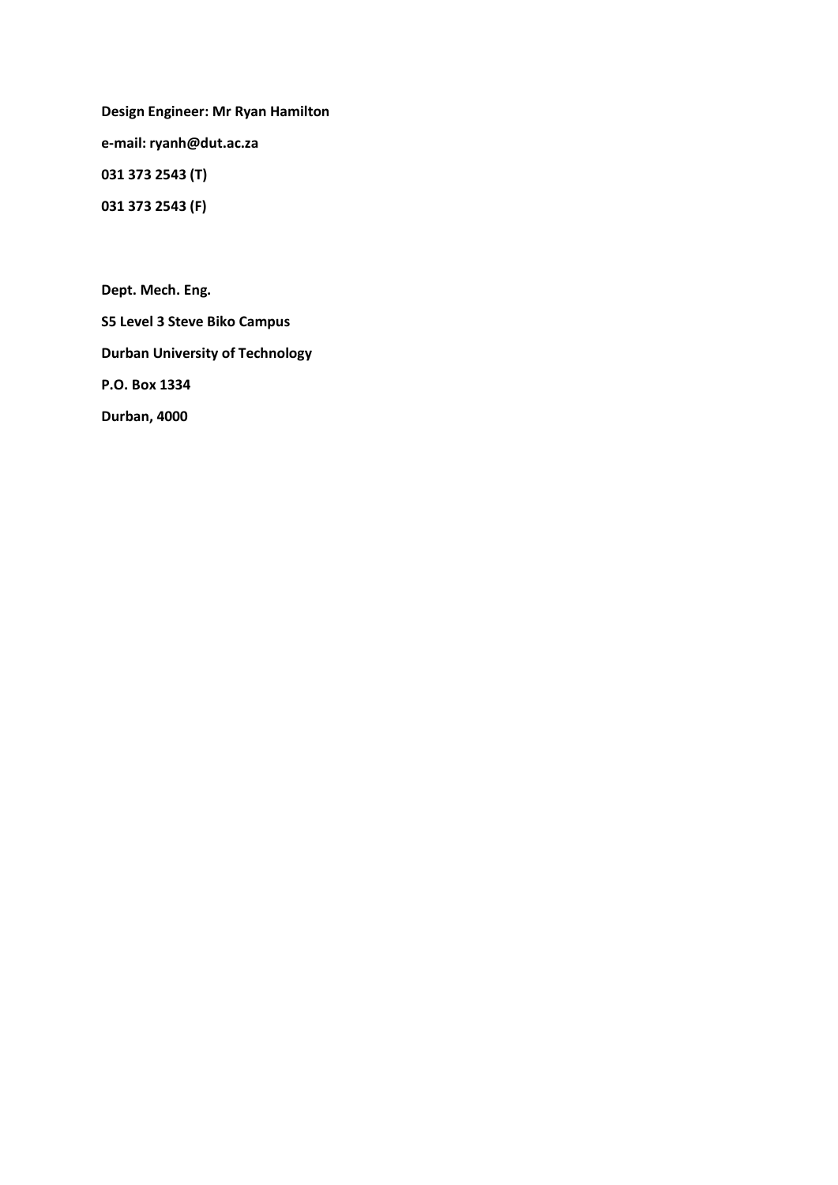**Design Engineer: Mr Ryan Hamilton**

**e-mail: ryanh@dut.ac.za**

**031 373 2543 (T)**

**031 373 2543 (F)**

**Dept. Mech. Eng.**

**S5 Level 3 Steve Biko Campus**

**Durban University of Technology**

**P.O. Box 1334**

**Durban, 4000**